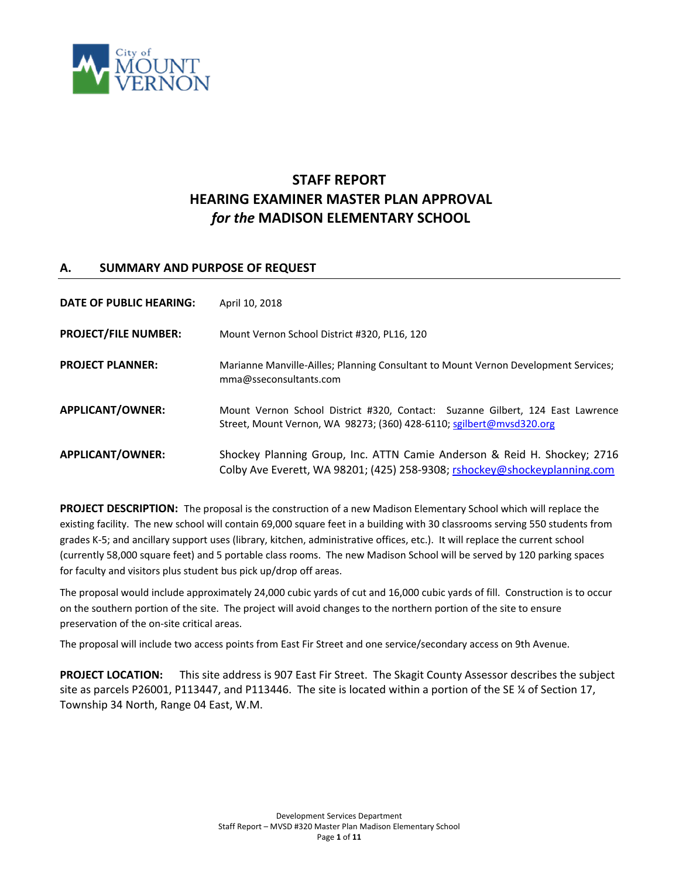# STAFF REPORT
# HEARING EXAMINER MASTER PLAN APPROVAL
# *for the* MADISON ELEMENTARY SCHOOL

## A. SUMMARY AND PURPOSE OF REQUEST

**DATE OF PUBLIC HEARING:** April 10, 2018

**PROJECT/FILE NUMBER:** Mount Vernon School District #320, PL16, 120

**PROJECT PLANNER:** Marianne Manville-Ailles; Planning Consultant to Mount Vernon Development Services; mma@sseconsultants.com

**APPLICANT/OWNER:** Mount Vernon School District #320, Contact: Suzanne Gilbert, 124 East Lawrence Street, Mount Vernon, WA 98273; (360) 428-6110; sgilbert@mvsd320.org

**APPLICANT/OWNER:** Shockey Planning Group, Inc. ATTN Camie Anderson & Reid H. Shockey; 2716 Colby Ave Everett, WA 98201; (425) 258-9308; rshockey@shockeyplanning.com

**PROJECT DESCRIPTION:** The proposal is the construction of a new Madison Elementary School which will replace the existing facility. The new school will contain 69,000 square feet in a building with 30 classrooms serving 550 students from grades K-5; and ancillary support uses (library, kitchen, administrative offices, etc.). It will replace the current school (currently 58,000 square feet) and 5 portable class rooms. The new Madison School will be served by 120 parking spaces for faculty and visitors plus student bus pick up/drop off areas.

The proposal would include approximately 24,000 cubic yards of cut and 16,000 cubic yards of fill. Construction is to occur on the southern portion of the site. The project will avoid changes to the northern portion of the site to ensure preservation of the on-site critical areas.

The proposal will include two access points from East Fir Street and one service/secondary access on 9th Avenue.

**PROJECT LOCATION:** This site address is 907 East Fir Street. The Skagit County Assessor describes the subject site as parcels P26001, P113447, and P113446. The site is located within a portion of the SE ¼ of Section 17, Township 34 North, Range 04 East, W.M.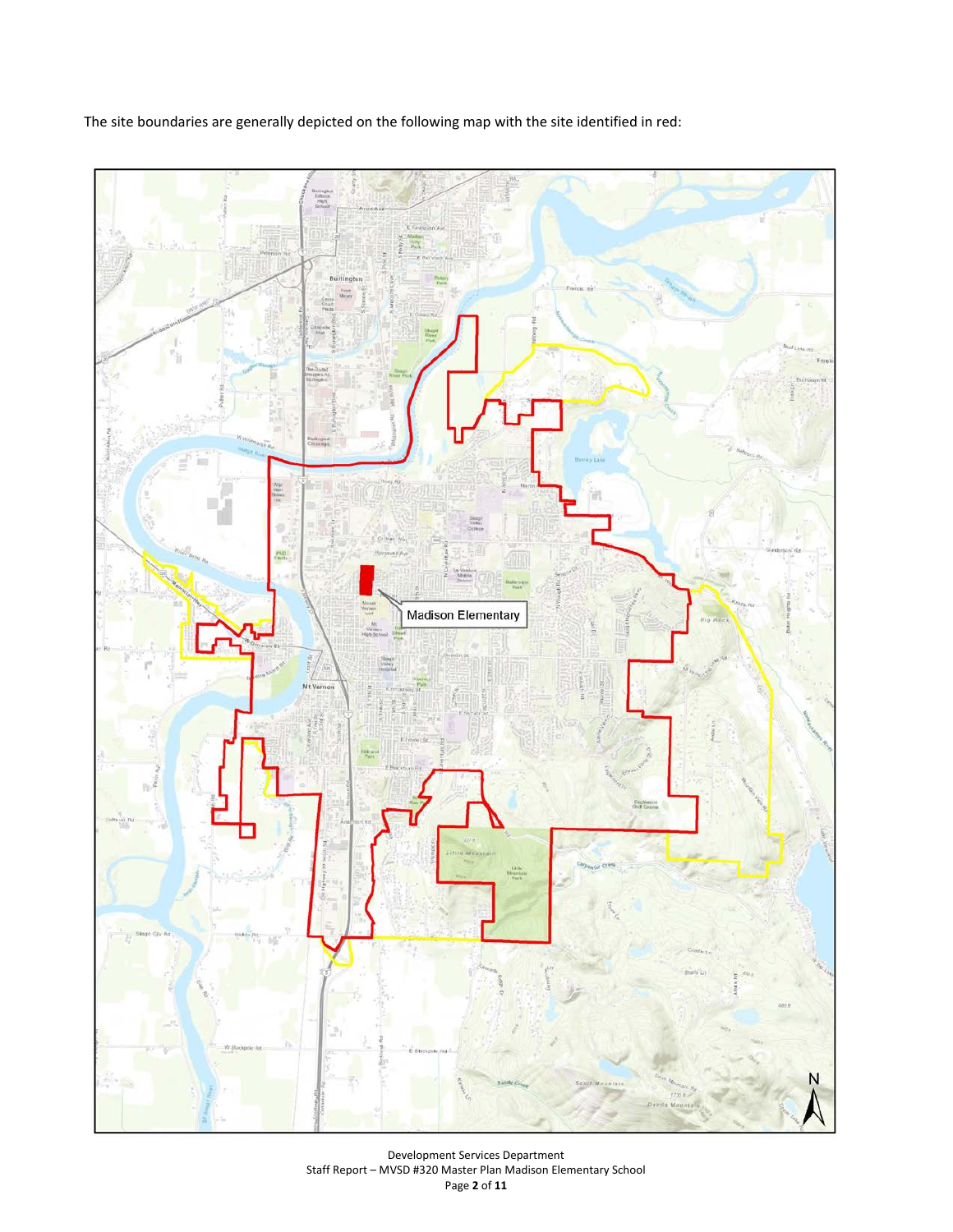The site boundaries are generally depicted on the following map with the site identified in red: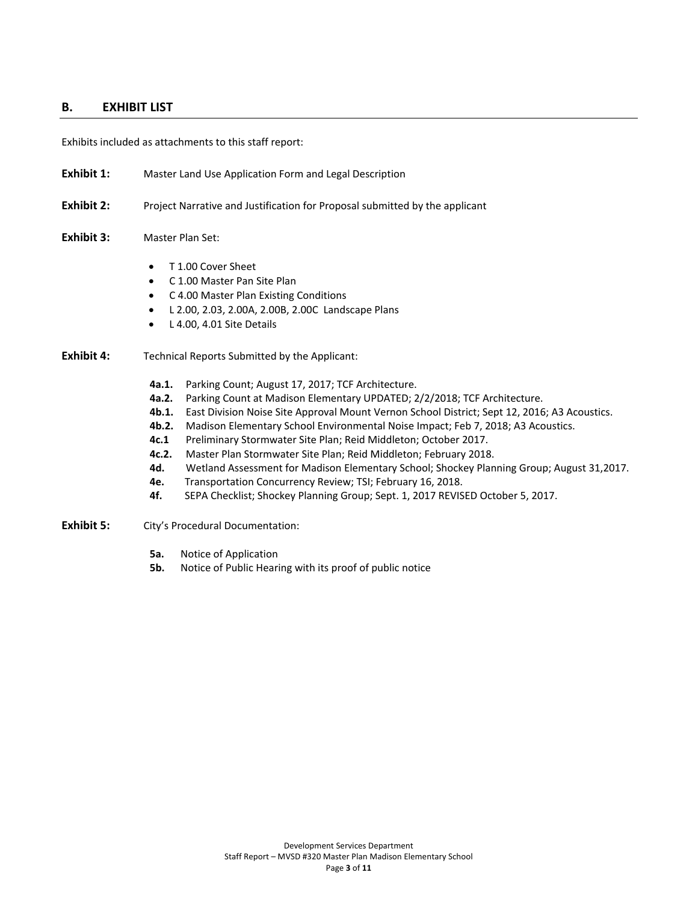## B. EXHIBIT LIST

Exhibits included as attachments to this staff report:

**Exhibit 1:** Master Land Use Application Form and Legal Description

**Exhibit 2:** Project Narrative and Justification for Proposal submitted by the applicant

**Exhibit 3:** Master Plan Set:

- T 1.00 Cover Sheet
- C 1.00 Master Pan Site Plan
- C 4.00 Master Plan Existing Conditions
- L 2.00, 2.03, 2.00A, 2.00B, 2.00C Landscape Plans
- L 4.00, 4.01 Site Details

**Exhibit 4:** Technical Reports Submitted by the Applicant:

- **4a.1.** Parking Count; August 17, 2017; TCF Architecture.
- **4a.2.** Parking Count at Madison Elementary UPDATED; 2/2/2018; TCF Architecture.
- **4b.1.** East Division Noise Site Approval Mount Vernon School District; Sept 12, 2016; A3 Acoustics.
- **4b.2.** Madison Elementary School Environmental Noise Impact; Feb 7, 2018; A3 Acoustics.
- **4c.1** Preliminary Stormwater Site Plan; Reid Middleton; October 2017.
- **4c.2.** Master Plan Stormwater Site Plan; Reid Middleton; February 2018.
- **4d.** Wetland Assessment for Madison Elementary School; Shockey Planning Group; August 31,2017.
- **4e.** Transportation Concurrency Review; TSI; February 16, 2018.
- **4f.** SEPA Checklist; Shockey Planning Group; Sept. 1, 2017 REVISED October 5, 2017.

**Exhibit 5:** City's Procedural Documentation:

- **5a.** Notice of Application
- **5b.** Notice of Public Hearing with its proof of public notice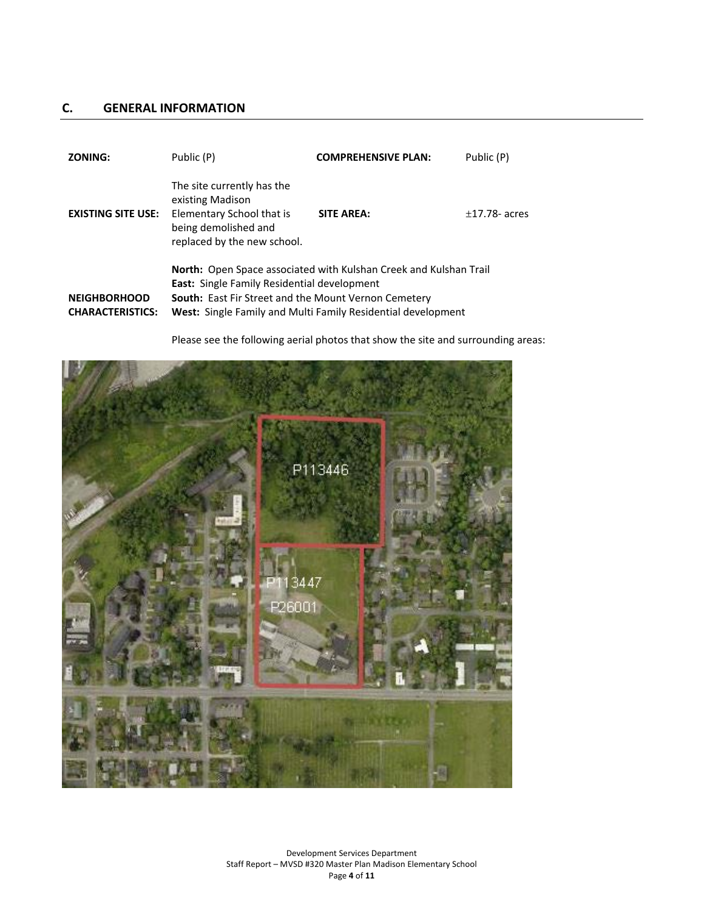## C. GENERAL INFORMATION

| | | | |
|---|---|---|---|
| **ZONING:** | Public (P) | **COMPREHENSIVE PLAN:** | Public (P) |
| **EXISTING SITE USE:** | The site currently has the existing Madison Elementary School that is being demolished and replaced by the new school. | **SITE AREA:** | ±17.78- acres |

**NEIGHBORHOOD CHARACTERISTICS:**

**North:** Open Space associated with Kulshan Creek and Kulshan Trail
**East:** Single Family Residential development
**South:** East Fir Street and the Mount Vernon Cemetery
**West:** Single Family and Multi Family Residential development

Please see the following aerial photos that show the site and surrounding areas: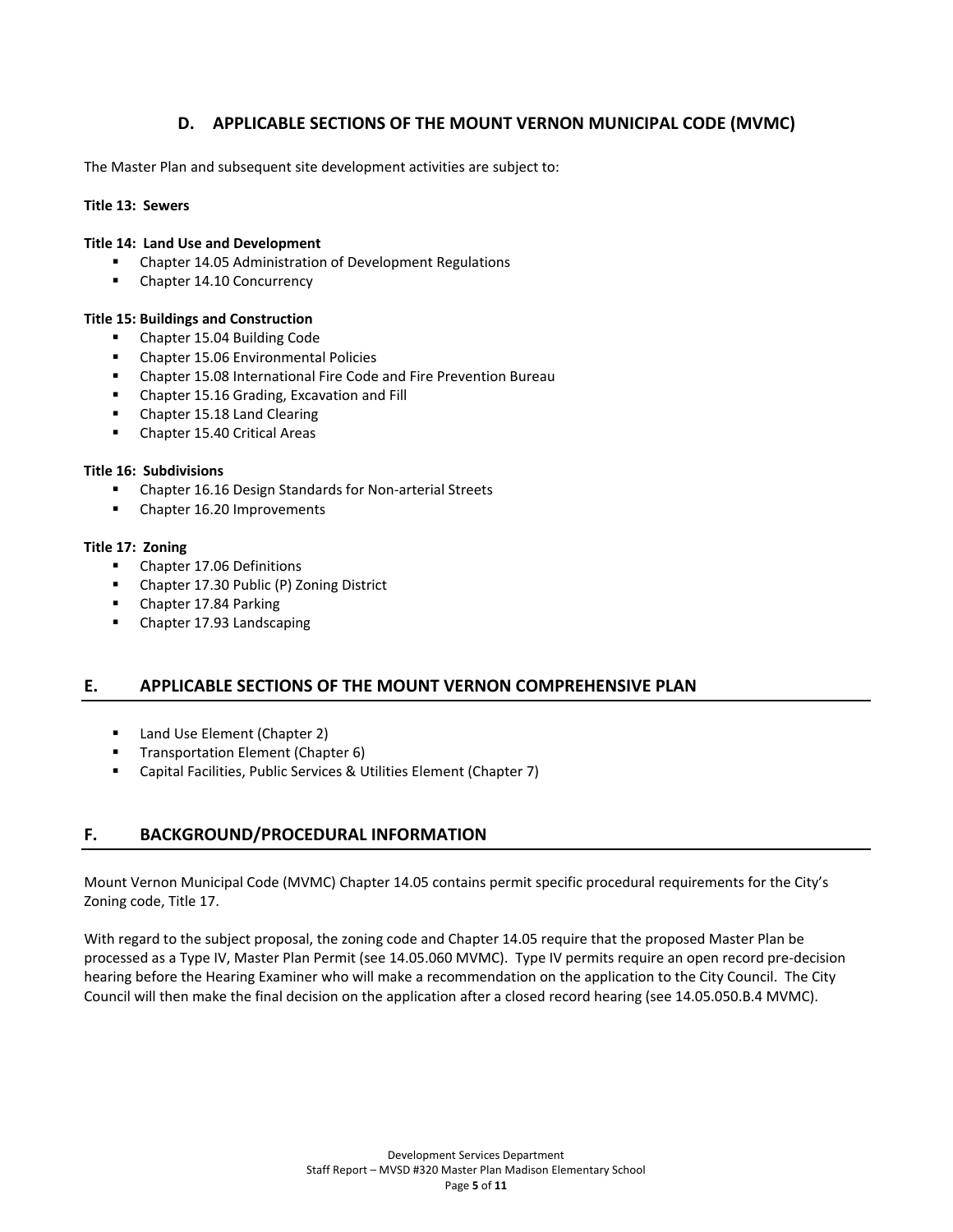## D. APPLICABLE SECTIONS OF THE MOUNT VERNON MUNICIPAL CODE (MVMC)

The Master Plan and subsequent site development activities are subject to:

**Title 13: Sewers**

**Title 14: Land Use and Development**

- Chapter 14.05 Administration of Development Regulations
- Chapter 14.10 Concurrency

**Title 15: Buildings and Construction**

- Chapter 15.04 Building Code
- Chapter 15.06 Environmental Policies
- Chapter 15.08 International Fire Code and Fire Prevention Bureau
- Chapter 15.16 Grading, Excavation and Fill
- Chapter 15.18 Land Clearing
- Chapter 15.40 Critical Areas

**Title 16: Subdivisions**

- Chapter 16.16 Design Standards for Non-arterial Streets
- Chapter 16.20 Improvements

**Title 17: Zoning**

- Chapter 17.06 Definitions
- Chapter 17.30 Public (P) Zoning District
- Chapter 17.84 Parking
- Chapter 17.93 Landscaping

## E. APPLICABLE SECTIONS OF THE MOUNT VERNON COMPREHENSIVE PLAN

- Land Use Element (Chapter 2)
- Transportation Element (Chapter 6)
- Capital Facilities, Public Services & Utilities Element (Chapter 7)

## F. BACKGROUND/PROCEDURAL INFORMATION

Mount Vernon Municipal Code (MVMC) Chapter 14.05 contains permit specific procedural requirements for the City's Zoning code, Title 17.

With regard to the subject proposal, the zoning code and Chapter 14.05 require that the proposed Master Plan be processed as a Type IV, Master Plan Permit (see 14.05.060 MVMC). Type IV permits require an open record pre-decision hearing before the Hearing Examiner who will make a recommendation on the application to the City Council. The City Council will then make the final decision on the application after a closed record hearing (see 14.05.050.B.4 MVMC).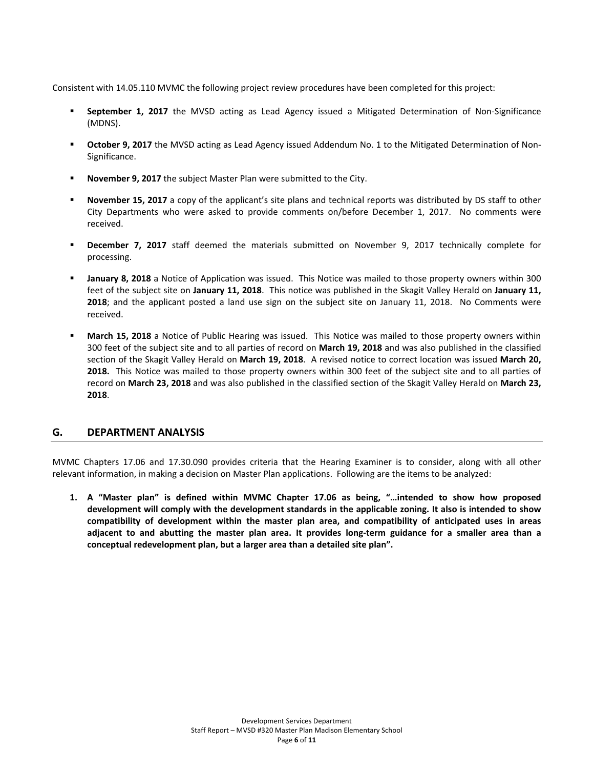Consistent with 14.05.110 MVMC the following project review procedures have been completed for this project:

- **September 1, 2017** the MVSD acting as Lead Agency issued a Mitigated Determination of Non-Significance (MDNS).
- **October 9, 2017** the MVSD acting as Lead Agency issued Addendum No. 1 to the Mitigated Determination of Non-Significance.
- **November 9, 2017** the subject Master Plan were submitted to the City.
- **November 15, 2017** a copy of the applicant's site plans and technical reports was distributed by DS staff to other City Departments who were asked to provide comments on/before December 1, 2017. No comments were received.
- **December 7, 2017** staff deemed the materials submitted on November 9, 2017 technically complete for processing.
- **January 8, 2018** a Notice of Application was issued. This Notice was mailed to those property owners within 300 feet of the subject site on **January 11, 2018**. This notice was published in the Skagit Valley Herald on **January 11, 2018**; and the applicant posted a land use sign on the subject site on January 11, 2018. No Comments were received.
- **March 15, 2018** a Notice of Public Hearing was issued. This Notice was mailed to those property owners within 300 feet of the subject site and to all parties of record on **March 19, 2018** and was also published in the classified section of the Skagit Valley Herald on **March 19, 2018**. A revised notice to correct location was issued **March 20, 2018.** This Notice was mailed to those property owners within 300 feet of the subject site and to all parties of record on **March 23, 2018** and was also published in the classified section of the Skagit Valley Herald on **March 23, 2018**.

## G. DEPARTMENT ANALYSIS

MVMC Chapters 17.06 and 17.30.090 provides criteria that the Hearing Examiner is to consider, along with all other relevant information, in making a decision on Master Plan applications. Following are the items to be analyzed:

1. **A "Master plan" is defined within MVMC Chapter 17.06 as being, "…intended to show how proposed development will comply with the development standards in the applicable zoning. It also is intended to show compatibility of development within the master plan area, and compatibility of anticipated uses in areas adjacent to and abutting the master plan area. It provides long-term guidance for a smaller area than a conceptual redevelopment plan, but a larger area than a detailed site plan".**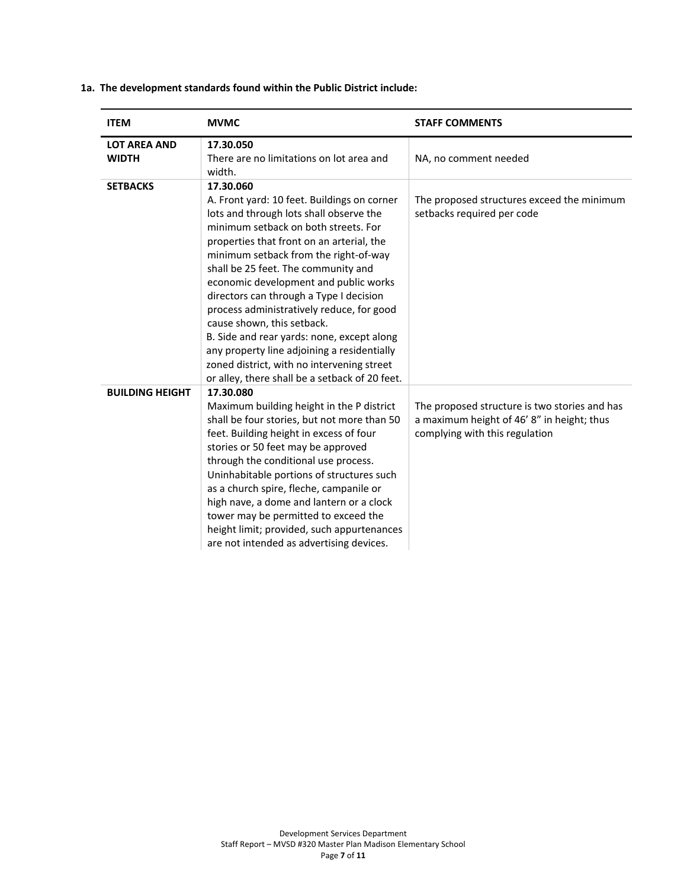**1a. The development standards found within the Public District include:**

| ITEM | MVMC | STAFF COMMENTS |
|---|---|---|
| **LOT AREA AND WIDTH** | **17.30.050**<br>There are no limitations on lot area and width. | NA, no comment needed |
| **SETBACKS** | **17.30.060**<br>A. Front yard: 10 feet. Buildings on corner lots and through lots shall observe the minimum setback on both streets. For properties that front on an arterial, the minimum setback from the right-of-way shall be 25 feet. The community and economic development and public works directors can through a Type I decision process administratively reduce, for good cause shown, this setback.<br>B. Side and rear yards: none, except along any property line adjoining a residentially zoned district, with no intervening street or alley, there shall be a setback of 20 feet. | The proposed structures exceed the minimum setbacks required per code |
| **BUILDING HEIGHT** | **17.30.080**<br>Maximum building height in the P district shall be four stories, but not more than 50 feet. Building height in excess of four stories or 50 feet may be approved through the conditional use process. Uninhabitable portions of structures such as a church spire, fleche, campanile or high nave, a dome and lantern or a clock tower may be permitted to exceed the height limit; provided, such appurtenances are not intended as advertising devices. | The proposed structure is two stories and has a maximum height of 46' 8" in height; thus complying with this regulation |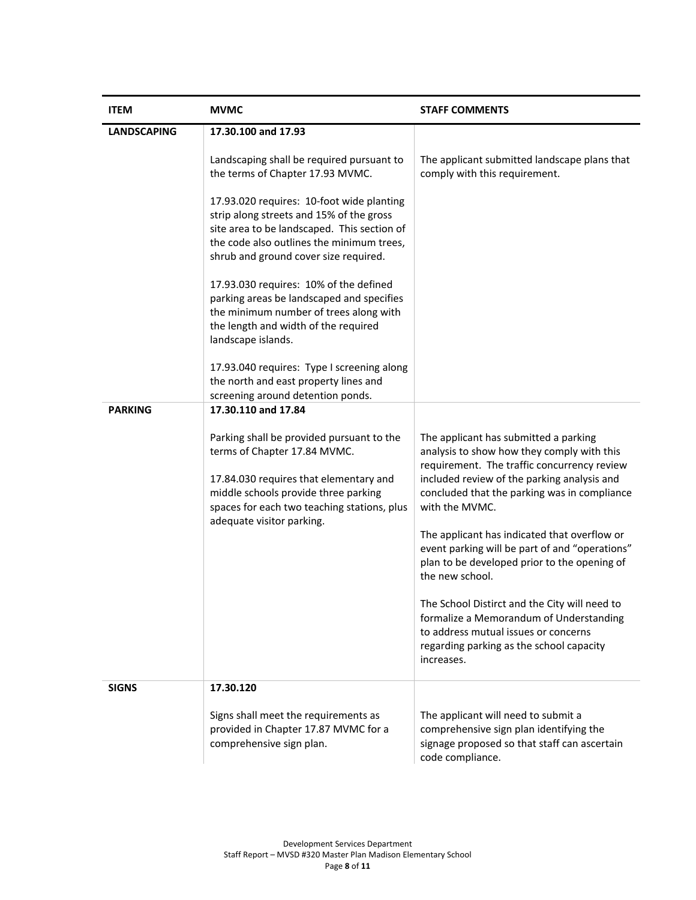| ITEM | MVMC | STAFF COMMENTS |
|---|---|---|
| **LANDSCAPING** | **17.30.100 and 17.93**<br><br>Landscaping shall be required pursuant to the terms of Chapter 17.93 MVMC.<br><br>17.93.020 requires: 10-foot wide planting strip along streets and 15% of the gross site area to be landscaped. This section of the code also outlines the minimum trees, shrub and ground cover size required.<br><br>17.93.030 requires: 10% of the defined parking areas be landscaped and specifies the minimum number of trees along with the length and width of the required landscape islands.<br><br>17.93.040 requires: Type I screening along the north and east property lines and screening around detention ponds. | The applicant submitted landscape plans that comply with this requirement. |
| **PARKING** | **17.30.110 and 17.84**<br><br>Parking shall be provided pursuant to the terms of Chapter 17.84 MVMC.<br><br>17.84.030 requires that elementary and middle schools provide three parking spaces for each two teaching stations, plus adequate visitor parking. | The applicant has submitted a parking analysis to show how they comply with this requirement. The traffic concurrency review included review of the parking analysis and concluded that the parking was in compliance with the MVMC.<br><br>The applicant has indicated that overflow or event parking will be part of and "operations" plan to be developed prior to the opening of the new school.<br><br>The School Distirct and the City will need to formalize a Memorandum of Understanding to address mutual issues or concerns regarding parking as the school capacity increases. |
| **SIGNS** | **17.30.120**<br><br>Signs shall meet the requirements as provided in Chapter 17.87 MVMC for a comprehensive sign plan. | The applicant will need to submit a comprehensive sign plan identifying the signage proposed so that staff can ascertain code compliance. |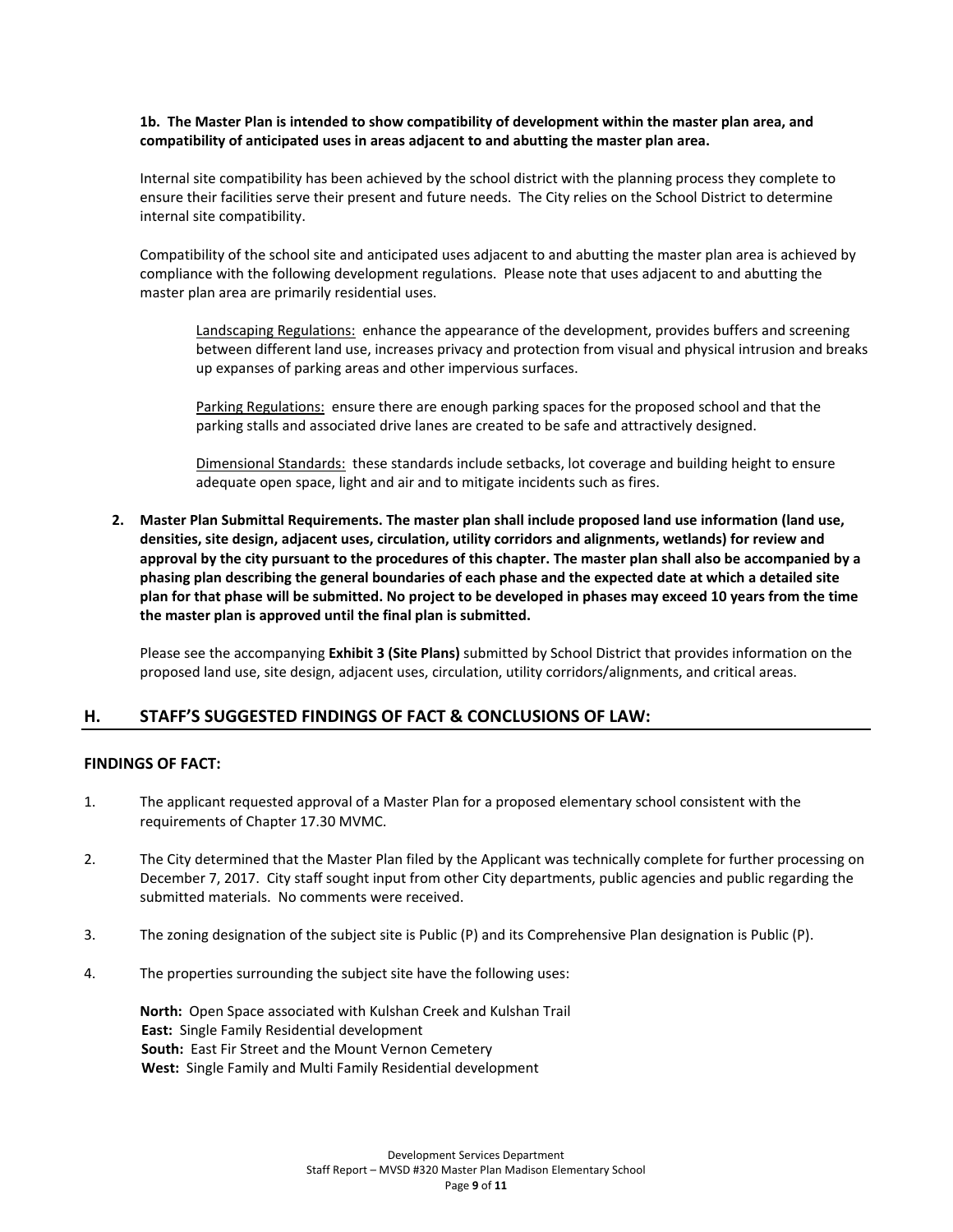**1b. The Master Plan is intended to show compatibility of development within the master plan area, and compatibility of anticipated uses in areas adjacent to and abutting the master plan area.**

Internal site compatibility has been achieved by the school district with the planning process they complete to ensure their facilities serve their present and future needs. The City relies on the School District to determine internal site compatibility.

Compatibility of the school site and anticipated uses adjacent to and abutting the master plan area is achieved by compliance with the following development regulations. Please note that uses adjacent to and abutting the master plan area are primarily residential uses.

> Landscaping Regulations: enhance the appearance of the development, provides buffers and screening between different land use, increases privacy and protection from visual and physical intrusion and breaks up expanses of parking areas and other impervious surfaces.
>
> Parking Regulations: ensure there are enough parking spaces for the proposed school and that the parking stalls and associated drive lanes are created to be safe and attractively designed.
>
> Dimensional Standards: these standards include setbacks, lot coverage and building height to ensure adequate open space, light and air and to mitigate incidents such as fires.

**2. Master Plan Submittal Requirements. The master plan shall include proposed land use information (land use, densities, site design, adjacent uses, circulation, utility corridors and alignments, wetlands) for review and approval by the city pursuant to the procedures of this chapter. The master plan shall also be accompanied by a phasing plan describing the general boundaries of each phase and the expected date at which a detailed site plan for that phase will be submitted. No project to be developed in phases may exceed 10 years from the time the master plan is approved until the final plan is submitted.**

Please see the accompanying **Exhibit 3 (Site Plans)** submitted by School District that provides information on the proposed land use, site design, adjacent uses, circulation, utility corridors/alignments, and critical areas.

## H. STAFF'S SUGGESTED FINDINGS OF FACT & CONCLUSIONS OF LAW:

### FINDINGS OF FACT:

1. The applicant requested approval of a Master Plan for a proposed elementary school consistent with the requirements of Chapter 17.30 MVMC.

2. The City determined that the Master Plan filed by the Applicant was technically complete for further processing on December 7, 2017. City staff sought input from other City departments, public agencies and public regarding the submitted materials. No comments were received.

3. The zoning designation of the subject site is Public (P) and its Comprehensive Plan designation is Public (P).

4. The properties surrounding the subject site have the following uses:

   **North:** Open Space associated with Kulshan Creek and Kulshan Trail
   **East:** Single Family Residential development
   **South:** East Fir Street and the Mount Vernon Cemetery
   **West:** Single Family and Multi Family Residential development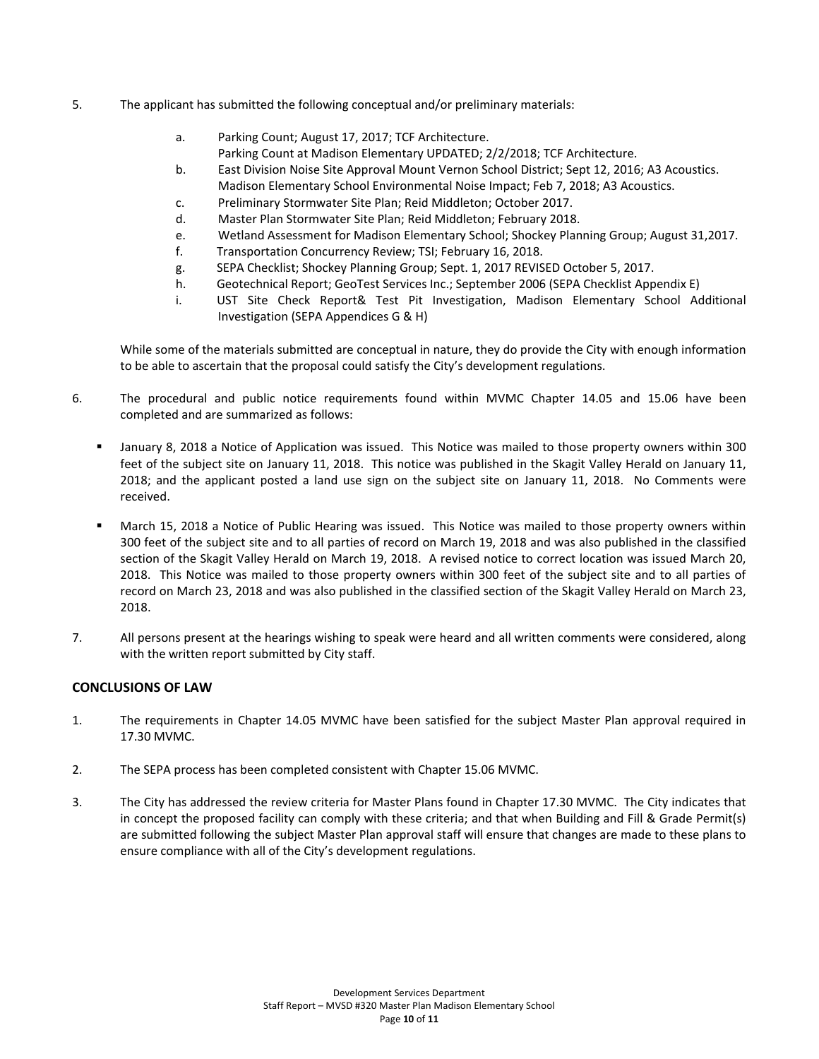5. The applicant has submitted the following conceptual and/or preliminary materials:

   a. Parking Count; August 17, 2017; TCF Architecture.
      Parking Count at Madison Elementary UPDATED; 2/2/2018; TCF Architecture.
   b. East Division Noise Site Approval Mount Vernon School District; Sept 12, 2016; A3 Acoustics.
      Madison Elementary School Environmental Noise Impact; Feb 7, 2018; A3 Acoustics.
   c. Preliminary Stormwater Site Plan; Reid Middleton; October 2017.
   d. Master Plan Stormwater Site Plan; Reid Middleton; February 2018.
   e. Wetland Assessment for Madison Elementary School; Shockey Planning Group; August 31,2017.
   f. Transportation Concurrency Review; TSI; February 16, 2018.
   g. SEPA Checklist; Shockey Planning Group; Sept. 1, 2017 REVISED October 5, 2017.
   h. Geotechnical Report; GeoTest Services Inc.; September 2006 (SEPA Checklist Appendix E)
   i. UST Site Check Report& Test Pit Investigation, Madison Elementary School Additional Investigation (SEPA Appendices G & H)

   While some of the materials submitted are conceptual in nature, they do provide the City with enough information to be able to ascertain that the proposal could satisfy the City's development regulations.

6. The procedural and public notice requirements found within MVMC Chapter 14.05 and 15.06 have been completed and are summarized as follows:

   - January 8, 2018 a Notice of Application was issued. This Notice was mailed to those property owners within 300 feet of the subject site on January 11, 2018. This notice was published in the Skagit Valley Herald on January 11, 2018; and the applicant posted a land use sign on the subject site on January 11, 2018. No Comments were received.
   - March 15, 2018 a Notice of Public Hearing was issued. This Notice was mailed to those property owners within 300 feet of the subject site and to all parties of record on March 19, 2018 and was also published in the classified section of the Skagit Valley Herald on March 19, 2018. A revised notice to correct location was issued March 20, 2018. This Notice was mailed to those property owners within 300 feet of the subject site and to all parties of record on March 23, 2018 and was also published in the classified section of the Skagit Valley Herald on March 23, 2018.

7. All persons present at the hearings wishing to speak were heard and all written comments were considered, along with the written report submitted by City staff.

## CONCLUSIONS OF LAW

1. The requirements in Chapter 14.05 MVMC have been satisfied for the subject Master Plan approval required in 17.30 MVMC.

2. The SEPA process has been completed consistent with Chapter 15.06 MVMC.

3. The City has addressed the review criteria for Master Plans found in Chapter 17.30 MVMC. The City indicates that in concept the proposed facility can comply with these criteria; and that when Building and Fill & Grade Permit(s) are submitted following the subject Master Plan approval staff will ensure that changes are made to these plans to ensure compliance with all of the City's development regulations.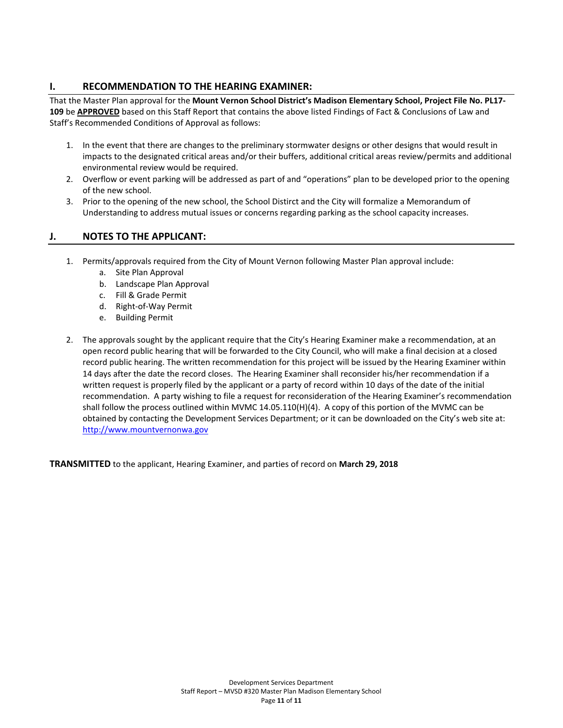## I. RECOMMENDATION TO THE HEARING EXAMINER:

That the Master Plan approval for the **Mount Vernon School District's Madison Elementary School, Project File No. PL17-109** be **APPROVED** based on this Staff Report that contains the above listed Findings of Fact & Conclusions of Law and Staff's Recommended Conditions of Approval as follows:

1. In the event that there are changes to the preliminary stormwater designs or other designs that would result in impacts to the designated critical areas and/or their buffers, additional critical areas review/permits and additional environmental review would be required.
2. Overflow or event parking will be addressed as part of and "operations" plan to be developed prior to the opening of the new school.
3. Prior to the opening of the new school, the School Distirct and the City will formalize a Memorandum of Understanding to address mutual issues or concerns regarding parking as the school capacity increases.

## J. NOTES TO THE APPLICANT:

1. Permits/approvals required from the City of Mount Vernon following Master Plan approval include:
   a. Site Plan Approval
   b. Landscape Plan Approval
   c. Fill & Grade Permit
   d. Right-of-Way Permit
   e. Building Permit

2. The approvals sought by the applicant require that the City's Hearing Examiner make a recommendation, at an open record public hearing that will be forwarded to the City Council, who will make a final decision at a closed record public hearing. The written recommendation for this project will be issued by the Hearing Examiner within 14 days after the date the record closes. The Hearing Examiner shall reconsider his/her recommendation if a written request is properly filed by the applicant or a party of record within 10 days of the date of the initial recommendation. A party wishing to file a request for reconsideration of the Hearing Examiner's recommendation shall follow the process outlined within MVMC 14.05.110(H)(4). A copy of this portion of the MVMC can be obtained by contacting the Development Services Department; or it can be downloaded on the City's web site at: http://www.mountvernonwa.gov

**TRANSMITTED** to the applicant, Hearing Examiner, and parties of record on **March 29, 2018**